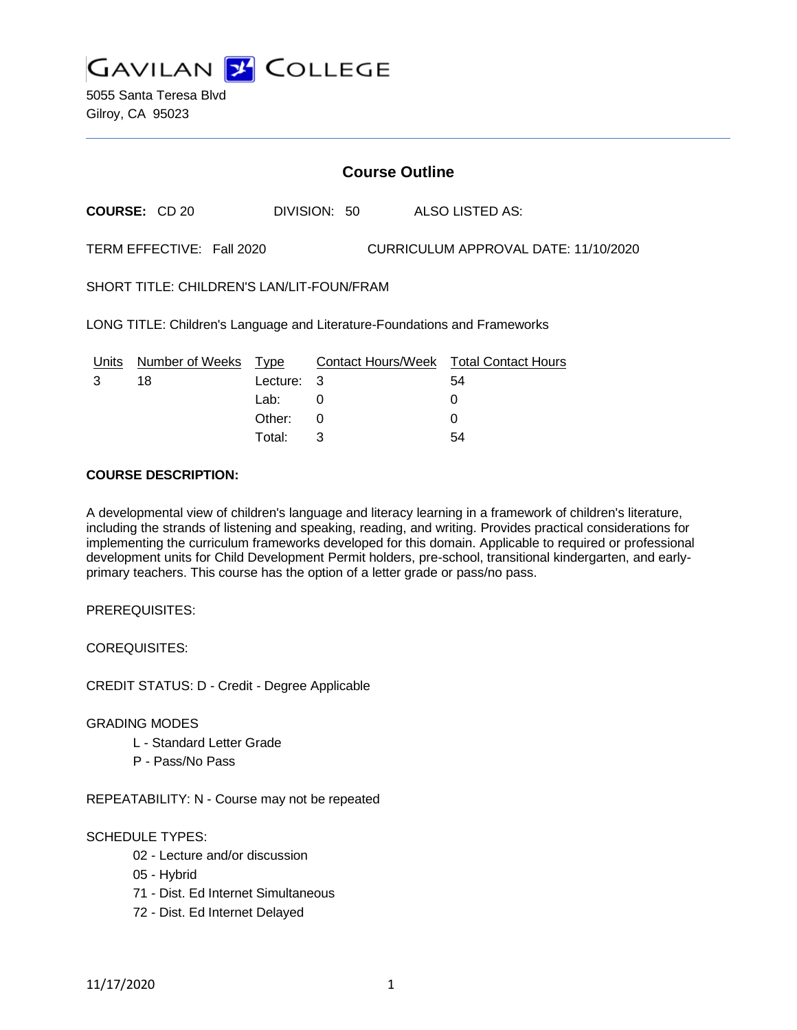# GAVILAN COLLEGE

5055 Santa Teresa Blvd
Gilroy, CA 95023

## Course Outline

**COURSE:** CD 20 DIVISION: 50 ALSO LISTED AS:

TERM EFFECTIVE: Fall 2020 CURRICULUM APPROVAL DATE: 11/10/2020

SHORT TITLE: CHILDREN'S LAN/LIT-FOUN/FRAM

LONG TITLE: Children's Language and Literature-Foundations and Frameworks

| Units | Number of Weeks | Type | Contact Hours/Week | Total Contact Hours |
|---|---|---|---|---|
| 3 | 18 | Lecture: | 3 | 54 |
| | | Lab: | 0 | 0 |
| | | Other: | 0 | 0 |
| | | Total: | 3 | 54 |

**COURSE DESCRIPTION:**

A developmental view of children's language and literacy learning in a framework of children's literature, including the strands of listening and speaking, reading, and writing. Provides practical considerations for implementing the curriculum frameworks developed for this domain. Applicable to required or professional development units for Child Development Permit holders, pre-school, transitional kindergarten, and early-primary teachers. This course has the option of a letter grade or pass/no pass.

PREREQUISITES:

COREQUISITES:

CREDIT STATUS: D - Credit - Degree Applicable

GRADING MODES

- L - Standard Letter Grade
- P - Pass/No Pass

REPEATABILITY: N - Course may not be repeated

SCHEDULE TYPES:

- 02 - Lecture and/or discussion
- 05 - Hybrid
- 71 - Dist. Ed Internet Simultaneous
- 72 - Dist. Ed Internet Delayed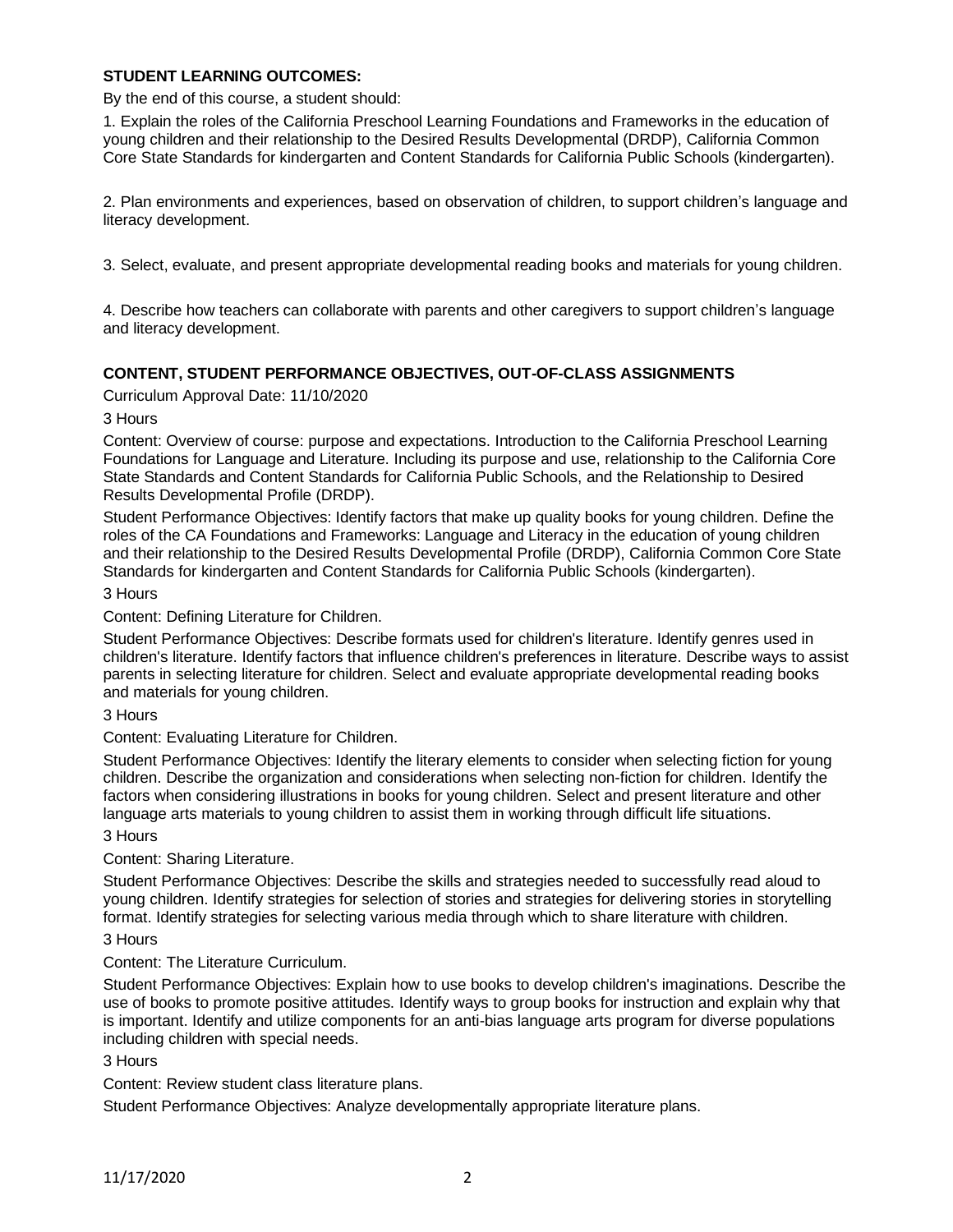**STUDENT LEARNING OUTCOMES:**

By the end of this course, a student should:

1. Explain the roles of the California Preschool Learning Foundations and Frameworks in the education of young children and their relationship to the Desired Results Developmental (DRDP), California Common Core State Standards for kindergarten and Content Standards for California Public Schools (kindergarten).

2. Plan environments and experiences, based on observation of children, to support children's language and literacy development.

3. Select, evaluate, and present appropriate developmental reading books and materials for young children.

4. Describe how teachers can collaborate with parents and other caregivers to support children's language and literacy development.

**CONTENT, STUDENT PERFORMANCE OBJECTIVES, OUT-OF-CLASS ASSIGNMENTS**

Curriculum Approval Date: 11/10/2020

3 Hours

Content: Overview of course: purpose and expectations. Introduction to the California Preschool Learning Foundations for Language and Literature. Including its purpose and use, relationship to the California Core State Standards and Content Standards for California Public Schools, and the Relationship to Desired Results Developmental Profile (DRDP).

Student Performance Objectives: Identify factors that make up quality books for young children. Define the roles of the CA Foundations and Frameworks: Language and Literacy in the education of young children and their relationship to the Desired Results Developmental Profile (DRDP), California Common Core State Standards for kindergarten and Content Standards for California Public Schools (kindergarten).

3 Hours

Content: Defining Literature for Children.

Student Performance Objectives: Describe formats used for children's literature. Identify genres used in children's literature. Identify factors that influence children's preferences in literature. Describe ways to assist parents in selecting literature for children. Select and evaluate appropriate developmental reading books and materials for young children.

3 Hours

Content: Evaluating Literature for Children.

Student Performance Objectives: Identify the literary elements to consider when selecting fiction for young children. Describe the organization and considerations when selecting non-fiction for children. Identify the factors when considering illustrations in books for young children. Select and present literature and other language arts materials to young children to assist them in working through difficult life situations.

3 Hours

Content: Sharing Literature.

Student Performance Objectives: Describe the skills and strategies needed to successfully read aloud to young children. Identify strategies for selection of stories and strategies for delivering stories in storytelling format. Identify strategies for selecting various media through which to share literature with children.

3 Hours

Content: The Literature Curriculum.

Student Performance Objectives: Explain how to use books to develop children's imaginations. Describe the use of books to promote positive attitudes. Identify ways to group books for instruction and explain why that is important. Identify and utilize components for an anti-bias language arts program for diverse populations including children with special needs.

3 Hours

Content: Review student class literature plans.

Student Performance Objectives: Analyze developmentally appropriate literature plans.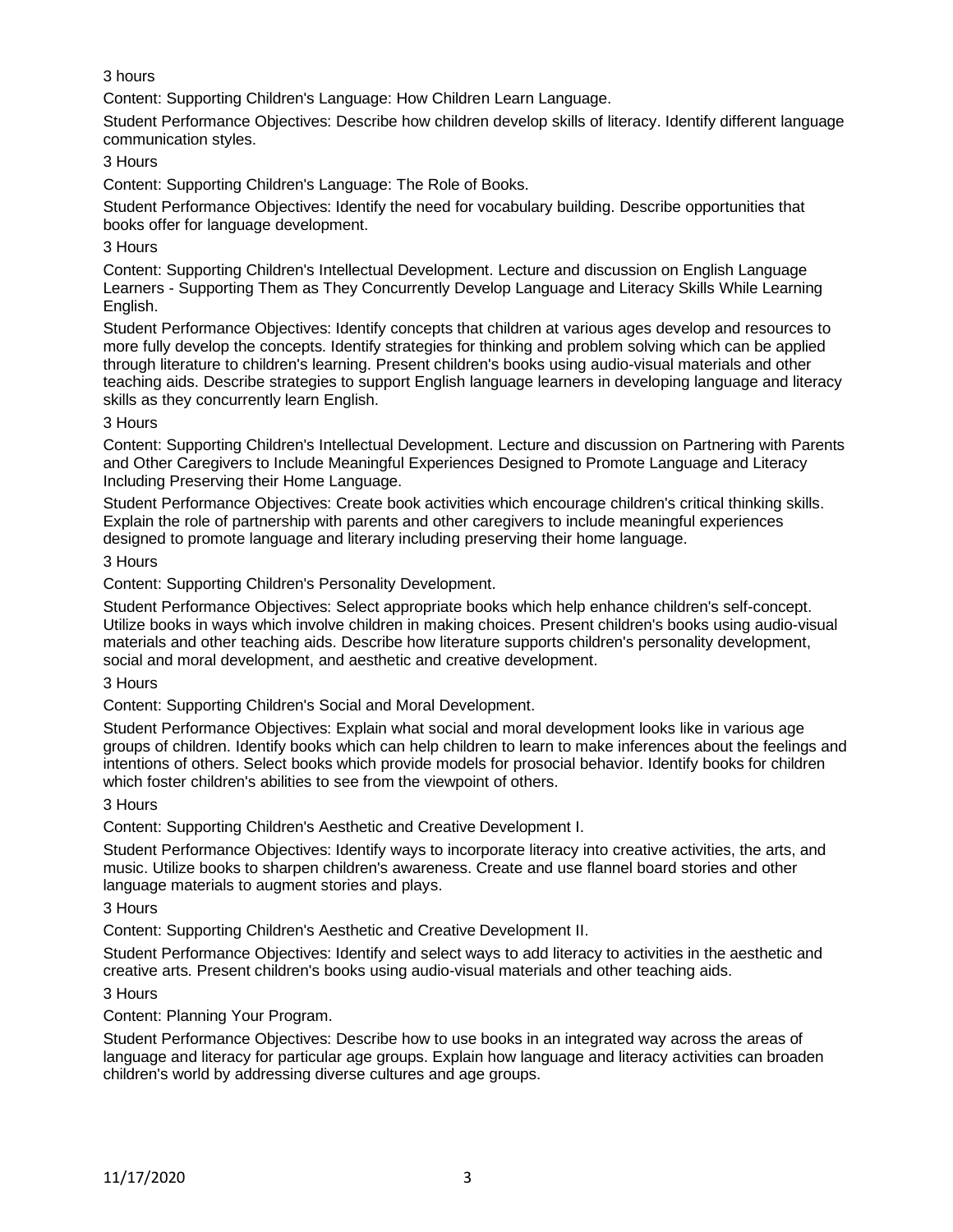3 hours

Content: Supporting Children's Language: How Children Learn Language.

Student Performance Objectives: Describe how children develop skills of literacy. Identify different language communication styles.

3 Hours

Content: Supporting Children's Language: The Role of Books.

Student Performance Objectives: Identify the need for vocabulary building. Describe opportunities that books offer for language development.

3 Hours

Content: Supporting Children's Intellectual Development. Lecture and discussion on English Language Learners - Supporting Them as They Concurrently Develop Language and Literacy Skills While Learning English.

Student Performance Objectives: Identify concepts that children at various ages develop and resources to more fully develop the concepts. Identify strategies for thinking and problem solving which can be applied through literature to children's learning. Present children's books using audio-visual materials and other teaching aids. Describe strategies to support English language learners in developing language and literacy skills as they concurrently learn English.

3 Hours

Content: Supporting Children's Intellectual Development. Lecture and discussion on Partnering with Parents and Other Caregivers to Include Meaningful Experiences Designed to Promote Language and Literacy Including Preserving their Home Language.

Student Performance Objectives: Create book activities which encourage children's critical thinking skills. Explain the role of partnership with parents and other caregivers to include meaningful experiences designed to promote language and literary including preserving their home language.

3 Hours

Content: Supporting Children's Personality Development.

Student Performance Objectives: Select appropriate books which help enhance children's self-concept. Utilize books in ways which involve children in making choices. Present children's books using audio-visual materials and other teaching aids. Describe how literature supports children's personality development, social and moral development, and aesthetic and creative development.

3 Hours

Content: Supporting Children's Social and Moral Development.

Student Performance Objectives: Explain what social and moral development looks like in various age groups of children. Identify books which can help children to learn to make inferences about the feelings and intentions of others. Select books which provide models for prosocial behavior. Identify books for children which foster children's abilities to see from the viewpoint of others.

3 Hours

Content: Supporting Children's Aesthetic and Creative Development I.

Student Performance Objectives: Identify ways to incorporate literacy into creative activities, the arts, and music. Utilize books to sharpen children's awareness. Create and use flannel board stories and other language materials to augment stories and plays.

3 Hours

Content: Supporting Children's Aesthetic and Creative Development II.

Student Performance Objectives: Identify and select ways to add literacy to activities in the aesthetic and creative arts. Present children's books using audio-visual materials and other teaching aids.

3 Hours

Content: Planning Your Program.

Student Performance Objectives: Describe how to use books in an integrated way across the areas of language and literacy for particular age groups. Explain how language and literacy activities can broaden children's world by addressing diverse cultures and age groups.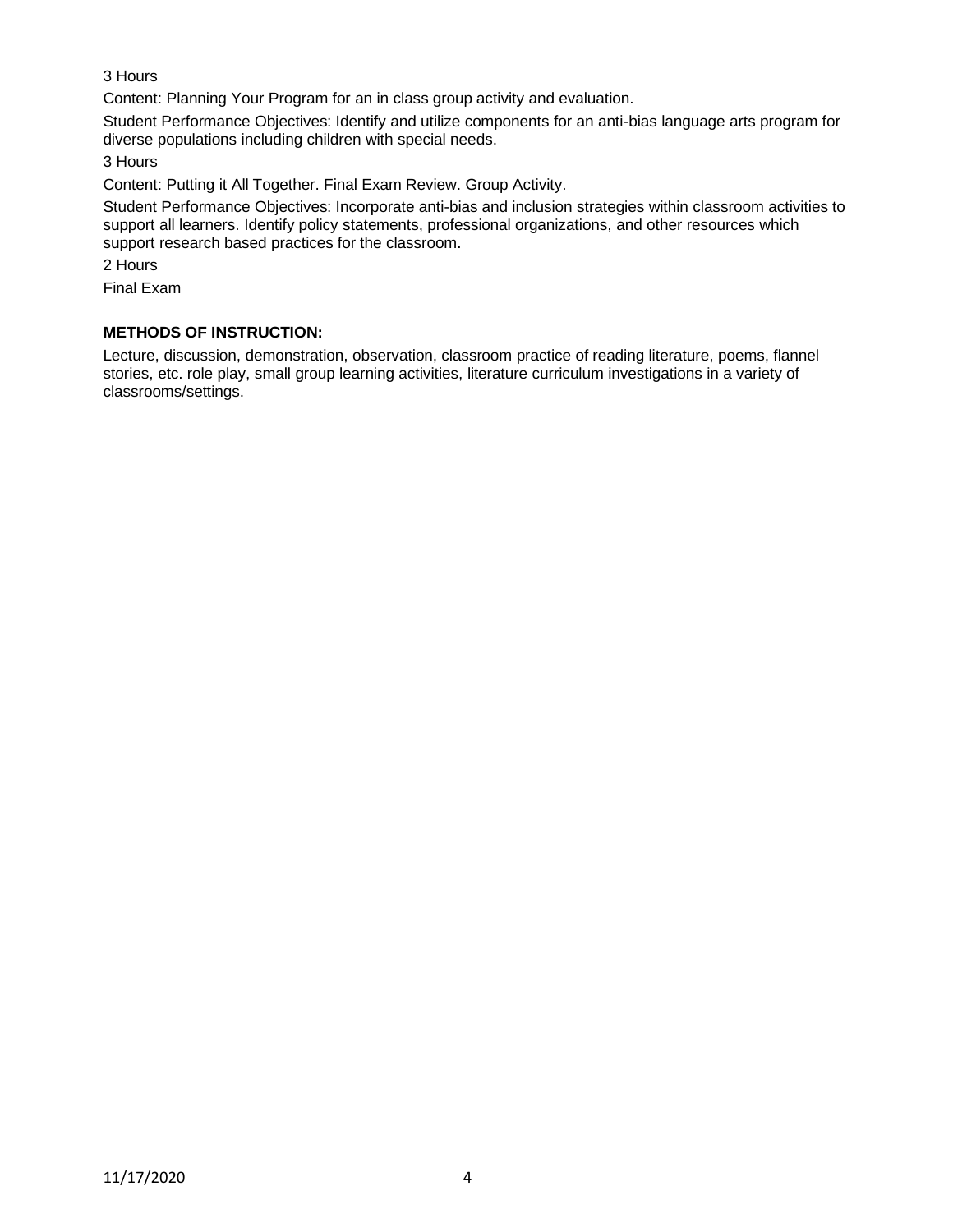3 Hours

Content: Planning Your Program for an in class group activity and evaluation.

Student Performance Objectives: Identify and utilize components for an anti-bias language arts program for diverse populations including children with special needs.

3 Hours

Content: Putting it All Together. Final Exam Review. Group Activity.

Student Performance Objectives: Incorporate anti-bias and inclusion strategies within classroom activities to support all learners. Identify policy statements, professional organizations, and other resources which support research based practices for the classroom.

2 Hours

Final Exam

**METHODS OF INSTRUCTION:**

Lecture, discussion, demonstration, observation, classroom practice of reading literature, poems, flannel stories, etc. role play, small group learning activities, literature curriculum investigations in a variety of classrooms/settings.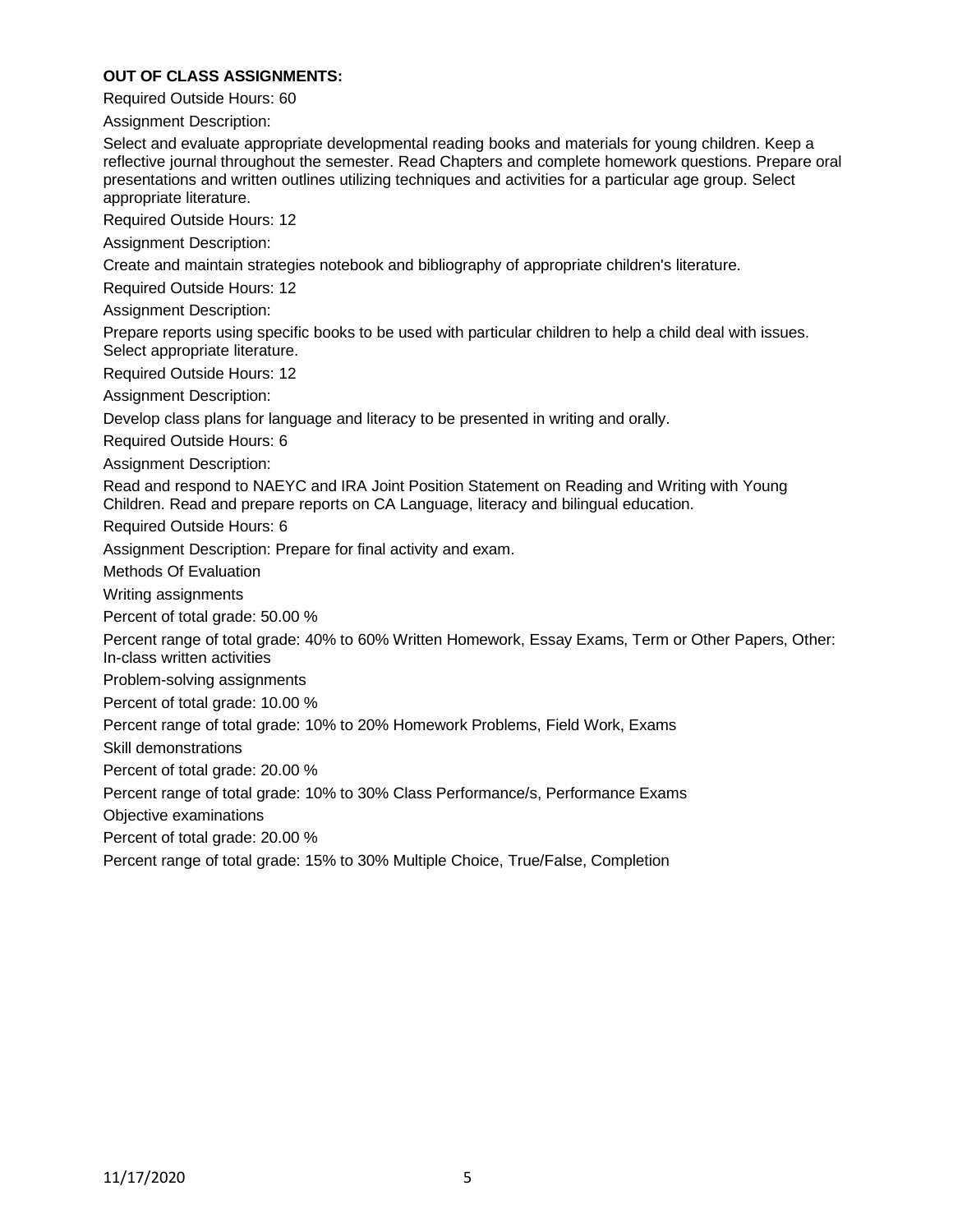**OUT OF CLASS ASSIGNMENTS:**

Required Outside Hours: 60

Assignment Description:

Select and evaluate appropriate developmental reading books and materials for young children. Keep a reflective journal throughout the semester. Read Chapters and complete homework questions. Prepare oral presentations and written outlines utilizing techniques and activities for a particular age group. Select appropriate literature.

Required Outside Hours: 12

Assignment Description:

Create and maintain strategies notebook and bibliography of appropriate children's literature.

Required Outside Hours: 12

Assignment Description:

Prepare reports using specific books to be used with particular children to help a child deal with issues. Select appropriate literature.

Required Outside Hours: 12

Assignment Description:

Develop class plans for language and literacy to be presented in writing and orally.

Required Outside Hours: 6

Assignment Description:

Read and respond to NAEYC and IRA Joint Position Statement on Reading and Writing with Young Children. Read and prepare reports on CA Language, literacy and bilingual education.

Required Outside Hours: 6

Assignment Description: Prepare for final activity and exam.

Methods Of Evaluation

Writing assignments

Percent of total grade: 50.00 %

Percent range of total grade: 40% to 60% Written Homework, Essay Exams, Term or Other Papers, Other: In-class written activities

Problem-solving assignments

Percent of total grade: 10.00 %

Percent range of total grade: 10% to 20% Homework Problems, Field Work, Exams

Skill demonstrations

Percent of total grade: 20.00 %

Percent range of total grade: 10% to 30% Class Performance/s, Performance Exams

Objective examinations

Percent of total grade: 20.00 %

Percent range of total grade: 15% to 30% Multiple Choice, True/False, Completion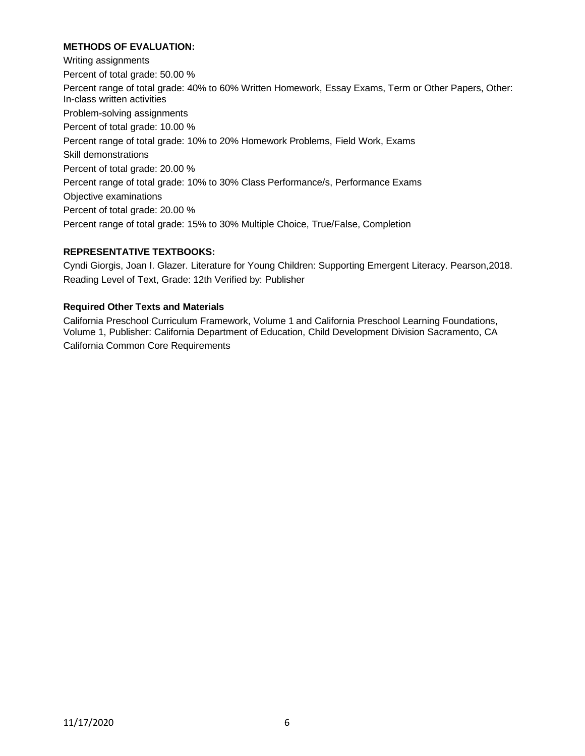**METHODS OF EVALUATION:**

Writing assignments

Percent of total grade: 50.00 %

Percent range of total grade: 40% to 60% Written Homework, Essay Exams, Term or Other Papers, Other: In-class written activities

Problem-solving assignments

Percent of total grade: 10.00 %

Percent range of total grade: 10% to 20% Homework Problems, Field Work, Exams

Skill demonstrations

Percent of total grade: 20.00 %

Percent range of total grade: 10% to 30% Class Performance/s, Performance Exams

Objective examinations

Percent of total grade: 20.00 %

Percent range of total grade: 15% to 30% Multiple Choice, True/False, Completion

**REPRESENTATIVE TEXTBOOKS:**

Cyndi Giorgis, Joan I. Glazer. Literature for Young Children: Supporting Emergent Literacy. Pearson,2018.
Reading Level of Text, Grade: 12th Verified by: Publisher

**Required Other Texts and Materials**

California Preschool Curriculum Framework, Volume 1 and California Preschool Learning Foundations, Volume 1, Publisher: California Department of Education, Child Development Division Sacramento, CA
California Common Core Requirements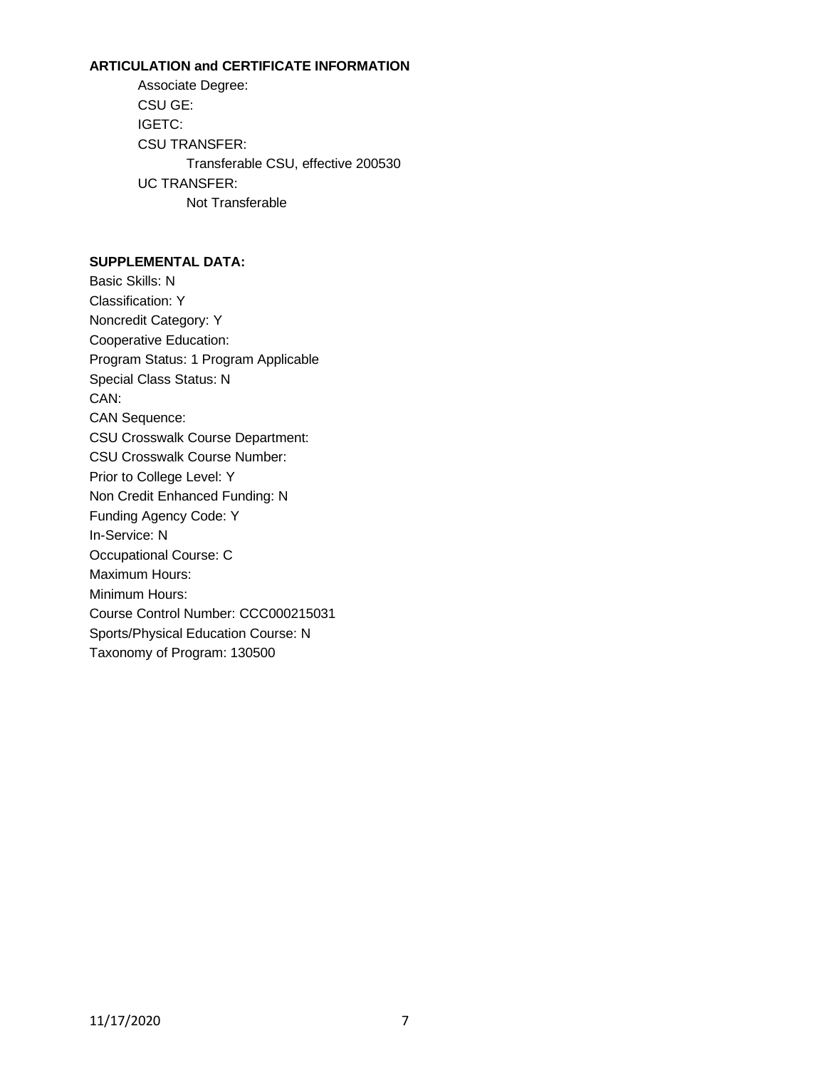**ARTICULATION and CERTIFICATE INFORMATION**

Associate Degree:

CSU GE:

IGETC:

CSU TRANSFER:

Transferable CSU, effective 200530

UC TRANSFER:

Not Transferable

**SUPPLEMENTAL DATA:**

Basic Skills: N

Classification: Y

Noncredit Category: Y

Cooperative Education:

Program Status: 1 Program Applicable

Special Class Status: N

CAN:

CAN Sequence:

CSU Crosswalk Course Department:

CSU Crosswalk Course Number:

Prior to College Level: Y

Non Credit Enhanced Funding: N

Funding Agency Code: Y

In-Service: N

Occupational Course: C

Maximum Hours:

Minimum Hours:

Course Control Number: CCC000215031

Sports/Physical Education Course: N

Taxonomy of Program: 130500